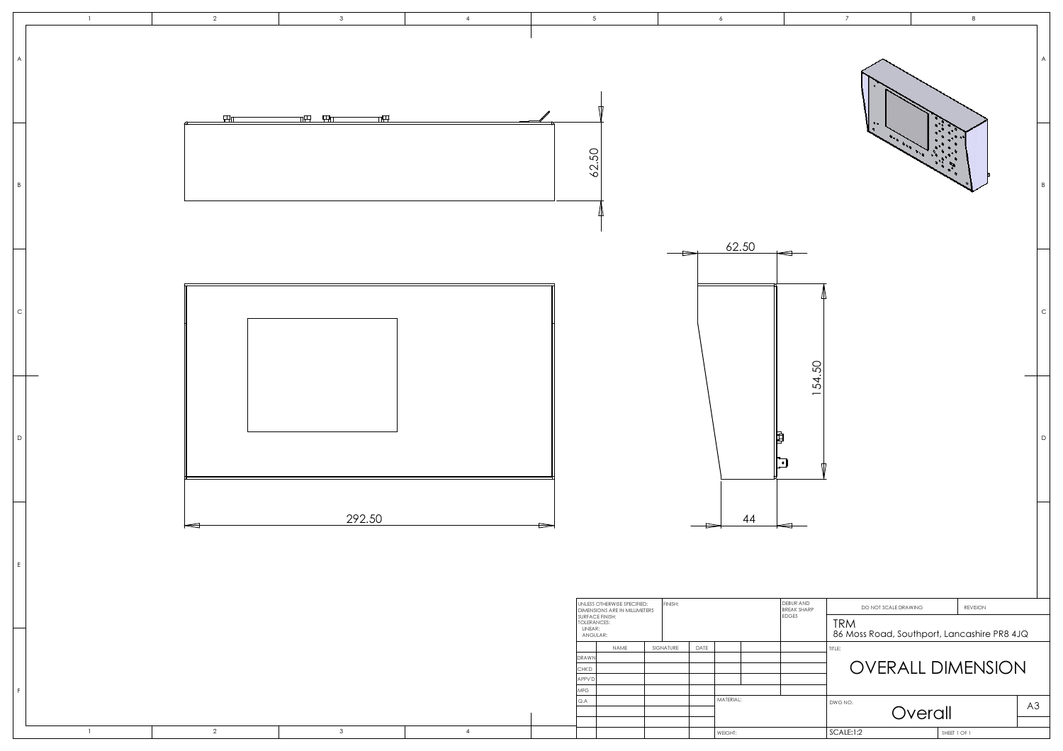62.50

62.50

154.50

292.50

44

| UNLESS OTHERWISE SPECIFIED: DIMENSIONS ARE IN MILLIMETERS SURFACE FINISH: TOLERANCES: LINEAR: ANGULAR: | FINISH: | DEBUR AND BREAK SHARP EDGES | DO NOT SCALE DRAWING | REVISION |
|---|---|---|---|---|

**TRM**
86 Moss Road, Southport, Lancashire PR8 4JQ

| | NAME | SIGNATURE | DATE |
|---|---|---|---|
| DRAWN | | | |
| CHK'D | | | |
| APPV'D | | | |
| MFG | | | |
| Q.A | | | |

MATERIAL:

WEIGHT:

TITLE:

# OVERALL DIMENSION

DWG NO. Overall

A3

SCALE:1:2

SHEET 1 OF 1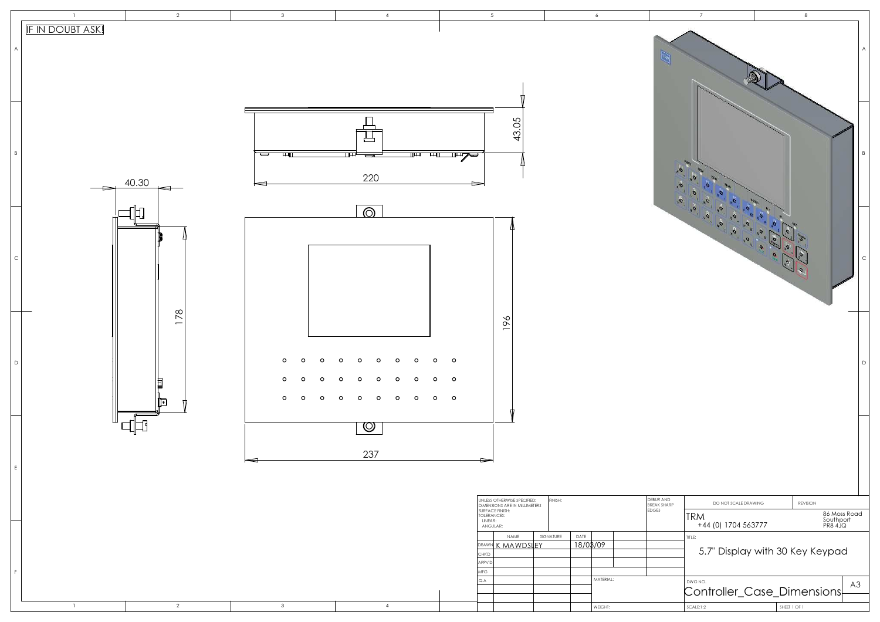IF IN DOUBT ASK!

40.30

178

43.05

220

196

237

| UNLESS OTHERWISE SPECIFIED: DIMENSIONS ARE IN MILLIMETERS SURFACE FINISH: TOLERANCES: LINEAR: ANGULAR: | FINISH: | DEBUR AND BREAK SHARP EDGES | DO NOT SCALE DRAWING | REVISION |
|---|---|---|---|---|
| | | | TRM +44 (0) 1704 563777 | 86 Moss Road Southport PR8 4JQ |

| | NAME | SIGNATURE | DATE |
|---|---|---|---|
| DRAWN | K MAWDSLEY | | 18/03/09 |
| CHK'D | | | |
| APPV'D | | | |
| MFG | | | |
| Q.A | | | |

MATERIAL:

WEIGHT:

TITLE:

5.7" Display with 30 Key Keypad

DWG NO.

Controller_Case_Dimensions

A3

SCALE:1:2

SHEET 1 OF 1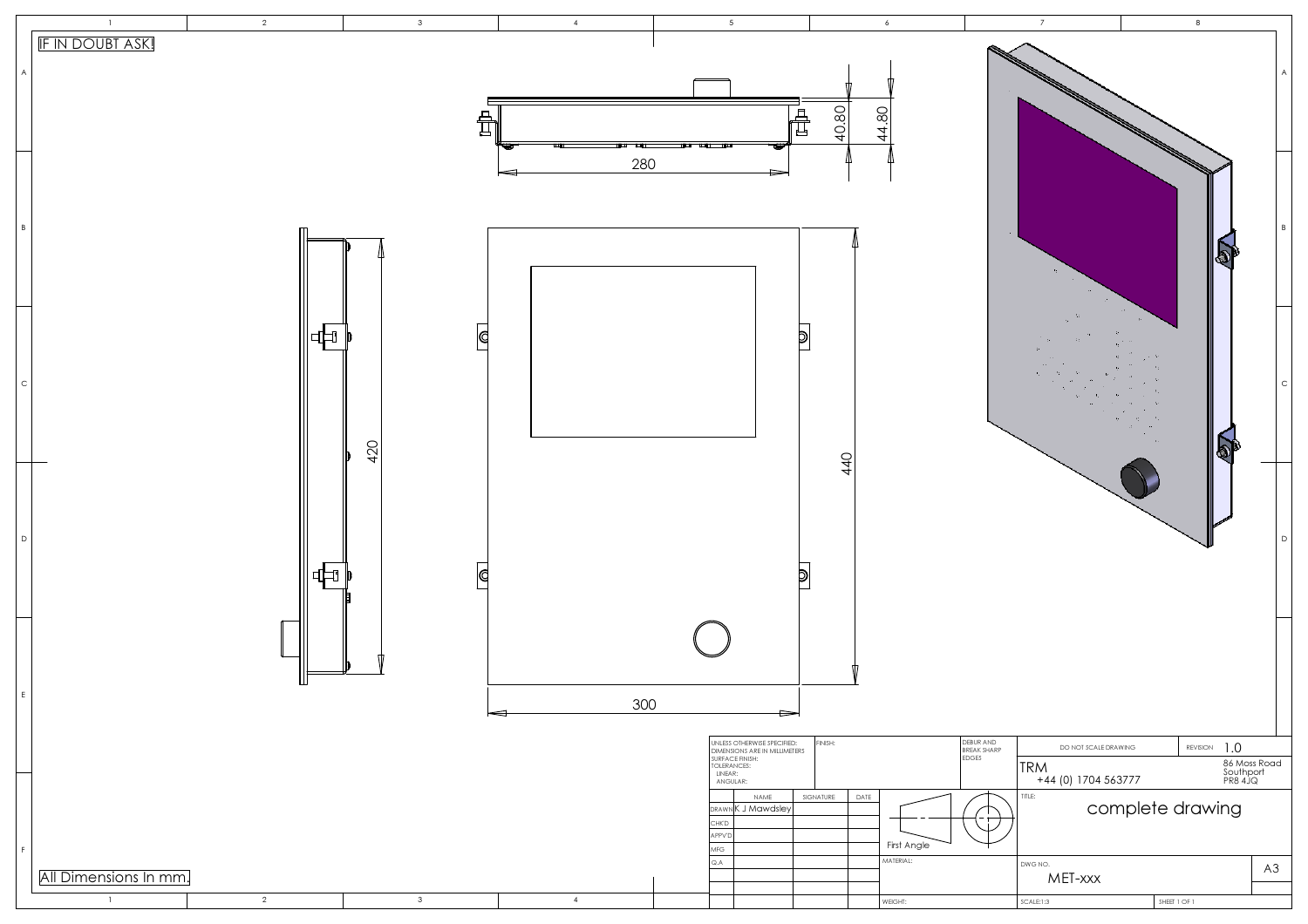IF IN DOUBT ASK!

280

40.80

44.80

420

440

300

All Dimensions In mm.

| UNLESS OTHERWISE SPECIFIED: DIMENSIONS ARE IN MILLIMETERS SURFACE FINISH: TOLERANCES: LINEAR: ANGULAR: | FINISH: | DEBUR AND BREAK SHARP EDGES | DO NOT SCALE DRAWING | REVISION 1.0 |
|---|---|---|---|---|

| | NAME | SIGNATURE | DATE |
|---|---|---|---|
| DRAWN | K J Mawdsley | | |
| CHK'D | | | |
| APPV'D | | | |
| MFG | | | |
| Q.A | | | |

First Angle

MATERIAL:

WEIGHT:

TRM
+44 (0) 1704 563777

86 Moss Road
Southport
PR8 4JQ

TITLE: complete drawing

DWG NO. MET-xxx

A3

SCALE:1:3

SHEET 1 OF 1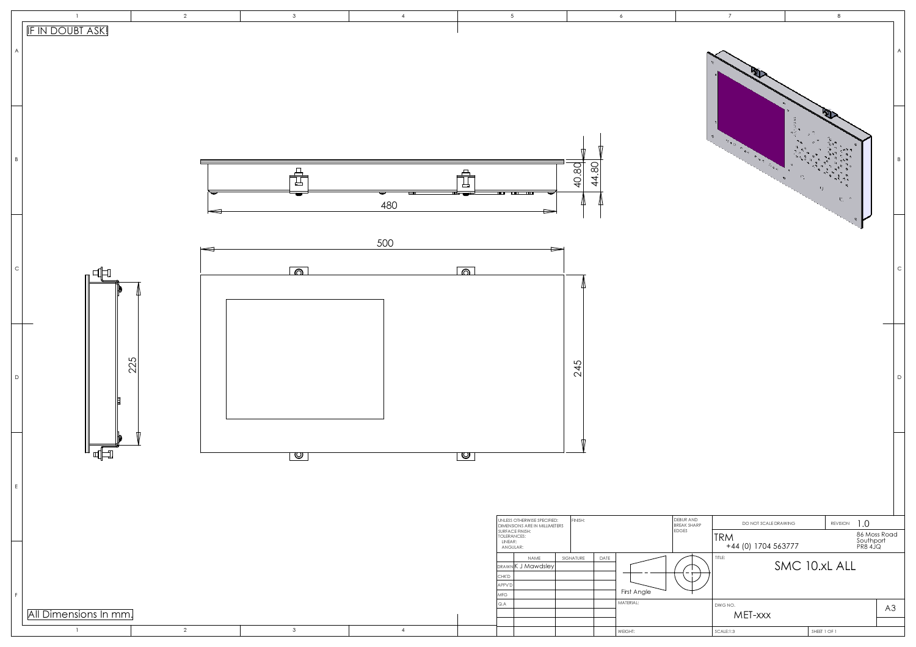IF IN DOUBT ASK!

480

40.80

44.80

500

225

245

| UNLESS OTHERWISE SPECIFIED: DIMENSIONS ARE IN MILLIMETERS SURFACE FINISH: TOLERANCES: LINEAR: ANGULAR: | FINISH: | | DEBUR AND BREAK SHARP EDGES | DO NOT SCALE DRAWING | REVISION 1.0 |
|---|---|---|---|---|---|
| | NAME | SIGNATURE | DATE | TRM +44 (0) 1704 563777 | 86 Moss Road Southport PR8 4JQ |
| DRAWN | K J Mawdsley | | | TITLE: SMC 10.xL ALL | |
| CHK'D | | | | | |
| APPV'D | | | | | |
| MFG | | | | First Angle | |
| Q.A | | | | MATERIAL: | DWG NO. MET-xxx |
| | | | | WEIGHT: | SCALE:1:3 SHEET 1 OF 1 |

A3

All Dimensions In mm.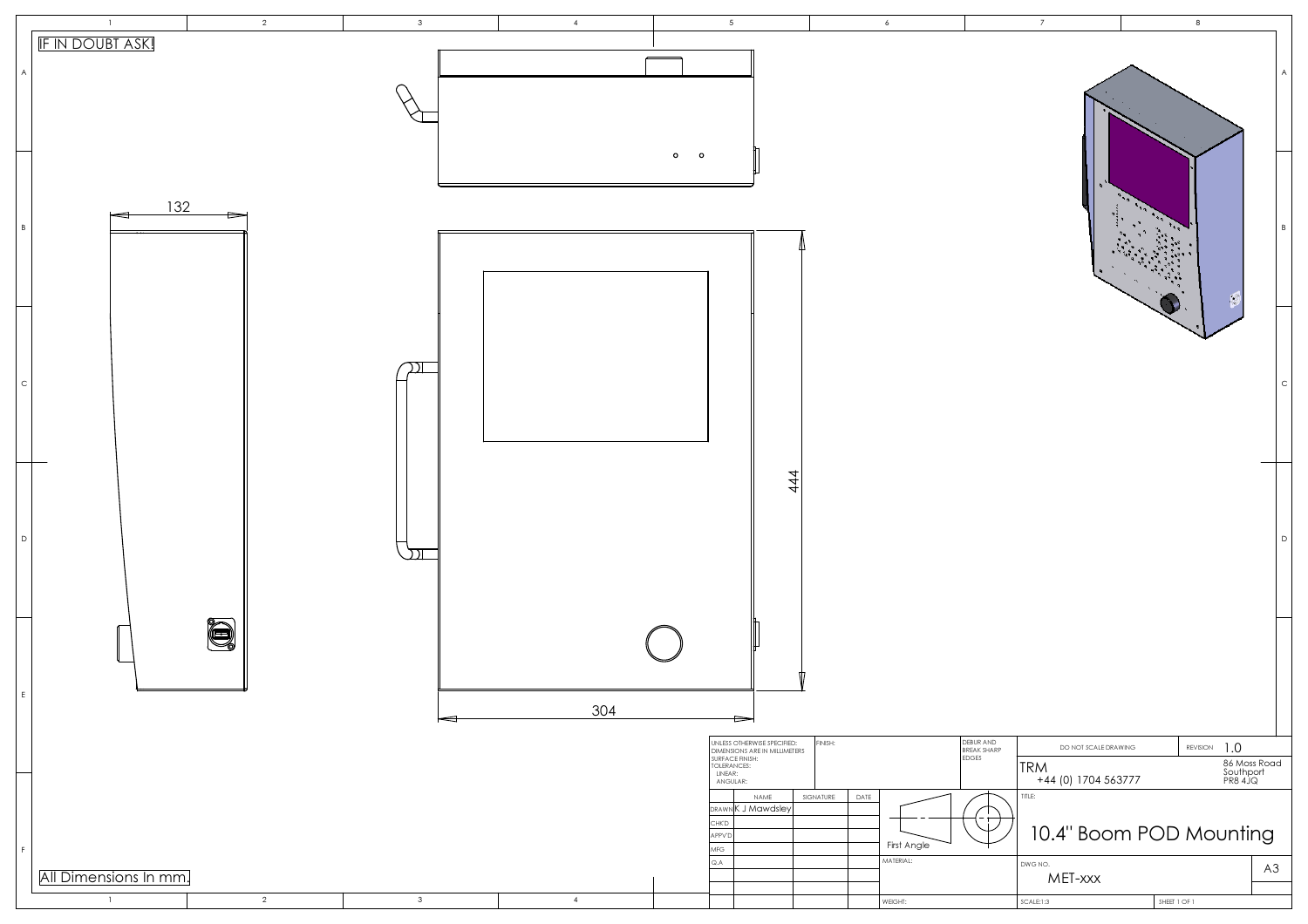IF IN DOUBT ASK!

132

444

304

All Dimensions In mm.

| UNLESS OTHERWISE SPECIFIED: DIMENSIONS ARE IN MILLIMETERS SURFACE FINISH: TOLERANCES: LINEAR: ANGULAR: | FINISH: | DEBUR AND BREAK SHARP EDGES | DO NOT SCALE DRAWING | REVISION 1.0 |
|---|---|---|---|---|

TRM
+44 (0) 1704 563777

86 Moss Road
Southport
PR8 4JQ

| | NAME | SIGNATURE | DATE |
|---|---|---|---|
| DRAWN | K J Mawdsley | | |
| CHK'D | | | |
| APPV'D | | | |
| MFG | | | |
| Q.A | | | |

First Angle

MATERIAL:

WEIGHT:

TITLE:

# 10.4" Boom POD Mounting

DWG NO. MET-xxx

A3

SCALE:1:3

SHEET 1 OF 1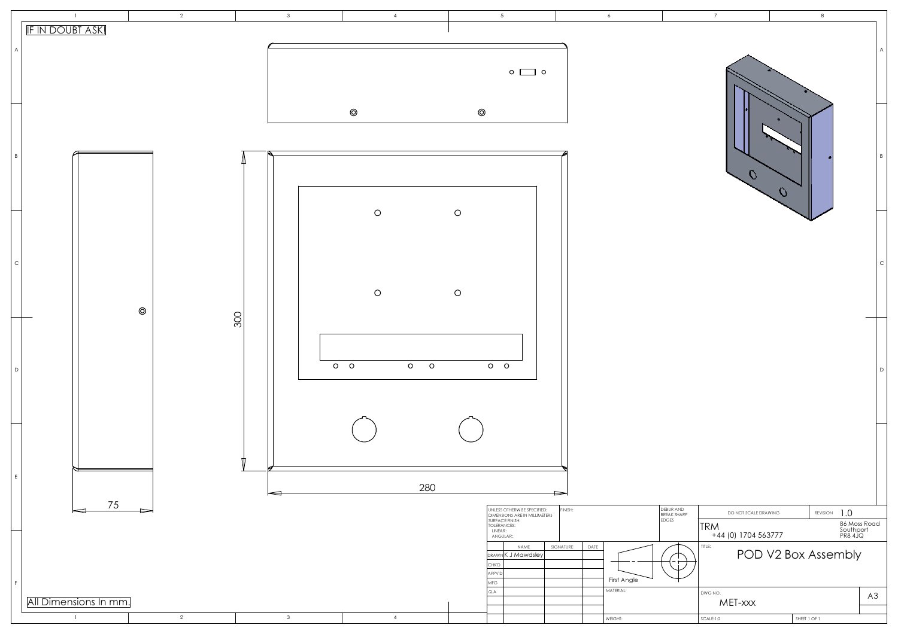IF IN DOUBT ASK!

300

280

75

All Dimensions In mm.

| | | | | | |
|---|---|---|---|---|---|
| UNLESS OTHERWISE SPECIFIED: DIMENSIONS ARE IN MILLIMETERS SURFACE FINISH: TOLERANCES: LINEAR: ANGULAR: | FINISH: | | DEBUR AND BREAK SHARP EDGES | DO NOT SCALE DRAWING | REVISION 1.0 |
| | NAME | SIGNATURE | DATE | TRM +44 (0) 1704 563777 | 86 Moss Road Southport PR8 4JQ |
| DRAWN | K J Mawdsley | | | TITLE: POD V2 Box Assembly | |
| CHK'D | | | | | |
| APPV'D | | | | | |
| MFG | | | First Angle | | |
| Q.A | | | MATERIAL: | DWG NO. MET-xxx | A3 |
| | | | WEIGHT: | SCALE:1:2 | SHEET 1 OF 1 |